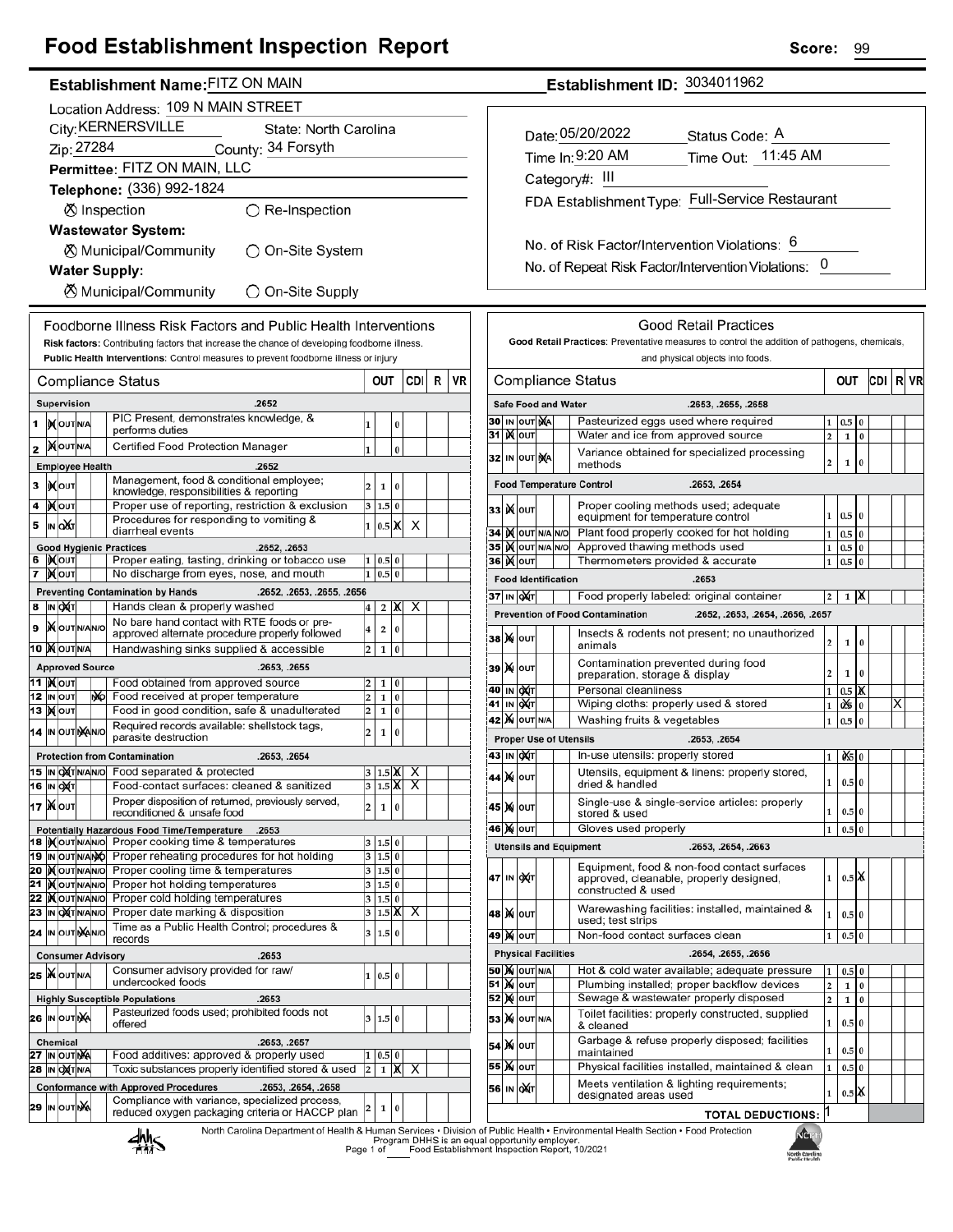# Food Establishment Inspection Report

**Score:** 99

**Establishment Name:** FITZ ON MAIN
**Establishment ID:** 3034011962

Location Address: 109 N MAIN STREET
City: KERNERSVILLE State: North Carolina
Zip: 27284 County: 34 Forsyth
Permittee: FITZ ON MAIN, LLC
Telephone: (336) 992-1824

⊗ Inspection ○ Re-Inspection

**Wastewater System:**
⊗ Municipal/Community ○ On-Site System

**Water Supply:**
⊗ Municipal/Community ○ On-Site Supply

Date: 05/20/2022 Status Code: A
Time In: 9:20 AM Time Out: 11:45 AM
Category#: III
FDA Establishment Type: Full-Service Restaurant

No. of Risk Factor/Intervention Violations: 6
No. of Repeat Risk Factor/Intervention Violations: 0

## Foodborne Illness Risk Factors and Public Health Interventions

**Risk factors:** Contributing factors that increase the chance of developing foodborne illness.
**Public Health Interventions:** Control measures to prevent foodborne illness or injury

| # | Compliance Status | | OUT | | CDI | R | VR |
|---|---|---|---|---|---|---|---|
| | **Supervision** .2652 | | | | | | |
| 1 | IN | PIC Present, demonstrates knowledge, & performs duties | 1 | 0 | | | |
| 2 | IN | Certified Food Protection Manager | 1 | 0 | | | |
| | **Employee Health** .2652 | | | | | | |
| 3 | IN | Management, food & conditional employee; knowledge, responsibilities & reporting | 2 1 | 0 | | | |
| 4 | IN | Proper use of reporting, restriction & exclusion | 3 1.5 | 0 | | | |
| 5 | OUT | Procedures for responding to vomiting & diarrheal events | 1 0.5 | X | X | | |
| | **Good Hygienic Practices** .2652, .2653 | | | | | | |
| 6 | IN | Proper eating, tasting, drinking or tobacco use | 1 0.5 | 0 | | | |
| 7 | IN | No discharge from eyes, nose, and mouth | 1 0.5 | 0 | | | |
| | **Preventing Contamination by Hands** .2652, .2653, .2655, .2656 | | | | | | |
| 8 | OUT | Hands clean & properly washed | 4 2 | X | X | | |
| 9 | IN | No bare hand contact with RTE foods or pre-approved alternate procedure properly followed | 4 2 | 0 | | | |
| 10 | IN | Handwashing sinks supplied & accessible | 2 1 | 0 | | | |
| | **Approved Source** .2653, .2655 | | | | | | |
| 11 | IN | Food obtained from approved source | 2 1 | 0 | | | |
| 12 | N/O | Food received at proper temperature | 2 1 | 0 | | | |
| 13 | IN | Food in good condition, safe & unadulterated | 2 1 | 0 | | | |
| 14 | N/A | Required records available: shellstock tags, parasite destruction | 2 1 | 0 | | | |
| | **Protection from Contamination** .2653, .2654 | | | | | | |
| 15 | OUT | Food separated & protected | 3 1.5 | X | X | | |
| 16 | OUT | Food-contact surfaces: cleaned & sanitized | 3 1.5 | X | X | | |
| 17 | IN | Proper disposition of returned, previously served, reconditioned & unsafe food | 2 1 | 0 | | | |
| | **Potentially Hazardous Food Time/Temperature** .2653 | | | | | | |
| 18 | IN | Proper cooking time & temperatures | 3 1.5 | 0 | | | |
| 19 | N/O | Proper reheating procedures for hot holding | 3 1.5 | 0 | | | |
| 20 | IN | Proper cooling time & temperatures | 3 1.5 | 0 | | | |
| 21 | IN | Proper hot holding temperatures | 3 1.5 | 0 | | | |
| 22 | IN | Proper cold holding temperatures | 3 1.5 | 0 | | | |
| 23 | OUT | Proper date marking & disposition | 3 1.5 | X | X | | |
| 24 | N/A | Time as a Public Health Control; procedures & records | 3 1.5 | 0 | | | |
| | **Consumer Advisory** .2653 | | | | | | |
| 25 | IN | Consumer advisory provided for raw/undercooked foods | 1 0.5 | 0 | | | |
| | **Highly Susceptible Populations** .2653 | | | | | | |
| 26 | N/A | Pasteurized foods used; prohibited foods not offered | 3 1.5 | 0 | | | |
| | **Chemical** .2653, .2657 | | | | | | |
| 27 | N/A | Food additives: approved & properly used | 1 0.5 | 0 | | | |
| 28 | OUT | Toxic substances properly identified stored & used | 2 1 | X | X | | |
| | **Conformance with Approved Procedures** .2653, .2654, .2658 | | | | | | |
| 29 | N/A | Compliance with variance, specialized process, reduced oxygen packaging criteria or HACCP plan | 2 1 | 0 | | | |

## Good Retail Practices

**Good Retail Practices:** Preventative measures to control the addition of pathogens, chemicals, and physical objects into foods.

| # | Compliance Status | | OUT | | CDI | R | VR |
|---|---|---|---|---|---|---|---|
| | **Safe Food and Water** .2653, .2655, .2658 | | | | | | |
| 30 | N/A | Pasteurized eggs used where required | 1 0.5 | 0 | | | |
| 31 | IN | Water and ice from approved source | 2 1 | 0 | | | |
| 32 | N/A | Variance obtained for specialized processing methods | 2 1 | 0 | | | |
| | **Food Temperature Control** .2653, .2654 | | | | | | |
| 33 | IN | Proper cooling methods used; adequate equipment for temperature control | 1 0.5 | 0 | | | |
| 34 | IN | Plant food properly cooked for hot holding | 1 0.5 | 0 | | | |
| 35 | IN | Approved thawing methods used | 1 0.5 | 0 | | | |
| 36 | IN | Thermometers provided & accurate | 1 0.5 | 0 | | | |
| | **Food Identification** .2653 | | | | | | |
| 37 | OUT | Food properly labeled: original container | 2 1 | X | | | |
| | **Prevention of Food Contamination** .2652, .2653, .2654, .2656, .2657 | | | | | | |
| 38 | IN | Insects & rodents not present; no unauthorized animals | 2 1 | 0 | | | |
| 39 | IN | Contamination prevented during food preparation, storage & display | 2 1 | 0 | | | |
| 40 | OUT | Personal cleanliness | 1 0.5 | X | | | |
| 41 | OUT | Wiping cloths: properly used & stored | 1 0.5 (X) | 0 | | | X |
| 42 | IN | Washing fruits & vegetables | 1 0.5 | 0 | | | |
| | **Proper Use of Utensils** .2653, .2654 | | | | | | |
| 43 | OUT | In-use utensils: properly stored | 1 0.5 (X) | 0 | | | |
| 44 | IN | Utensils, equipment & linens: properly stored, dried & handled | 1 0.5 | 0 | | | |
| 45 | IN | Single-use & single-service articles: properly stored & used | 1 0.5 | 0 | | | |
| 46 | IN | Gloves used properly | 1 0.5 | 0 | | | |
| | **Utensils and Equipment** .2653, .2654, .2663 | | | | | | |
| 47 | OUT | Equipment, food & non-food contact surfaces approved, cleanable, properly designed, constructed & used | 1 0.5 | X | | | |
| 48 | IN | Warewashing facilities: installed, maintained & used; test strips | 1 0.5 | 0 | | | |
| 49 | IN | Non-food contact surfaces clean | 1 0.5 | 0 | | | |
| | **Physical Facilities** .2654, .2655, .2656 | | | | | | |
| 50 | IN | Hot & cold water available; adequate pressure | 1 0.5 | 0 | | | |
| 51 | IN | Plumbing installed; proper backflow devices | 2 1 | 0 | | | |
| 52 | IN | Sewage & wastewater properly disposed | 2 1 | 0 | | | |
| 53 | IN | Toilet facilities: properly constructed, supplied & cleaned | 1 0.5 | 0 | | | |
| 54 | IN | Garbage & refuse properly disposed; facilities maintained | 1 0.5 | 0 | | | |
| 55 | IN | Physical facilities installed, maintained & clean | 1 0.5 | 0 | | | |
| 56 | OUT | Meets ventilation & lighting requirements; designated areas used | 1 0.5 | X | | | |
| | | **TOTAL DEDUCTIONS:** | 1 | | | | |

North Carolina Department of Health & Human Services • Division of Public Health • Environmental Health Section • Food Protection Program DHHS is an equal opportunity employer. Food Establishment Inspection Report, 10/2021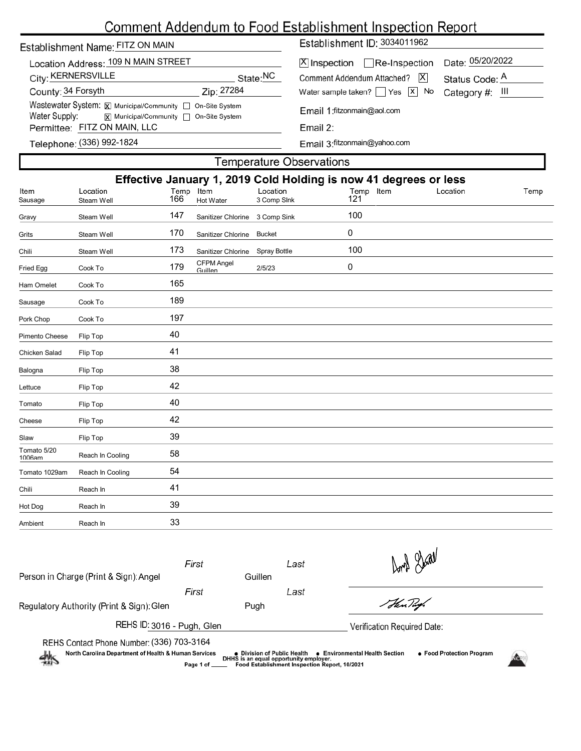# Comment Addendum to Food Establishment Inspection Report

Establishment Name: FITZ ON MAIN

Location Address: 109 N MAIN STREET

City: KERNERSVILLE State: NC

County: 34 Forsyth Zip: 27284

Wastewater System: [X] Municipal/Community [ ] On-Site System

Water Supply: [X] Municipal/Community [ ] On-Site System

Permittee: FITZ ON MAIN, LLC

Telephone: (336) 992-1824

Establishment ID: 3034011962

[X] Inspection [ ] Re-Inspection Date: 05/20/2022

Comment Addendum Attached? [X] Status Code: A

Water sample taken? [ ] Yes [X] No Category #: III

Email 1: fitzonmain@aol.com

Email 2:

Email 3: fitzonmain@yahoo.com

## Temperature Observations

**Effective January 1, 2019 Cold Holding is now 41 degrees or less**

| Item | Location | Temp | Item | Location | Temp | Item | Location | Temp |
|---|---|---|---|---|---|---|---|---|
| Sausage | Steam Well | 166 | Hot Water | 3 Comp Sink | 121 | | | |
| Gravy | Steam Well | 147 | Sanitizer Chlorine | 3 Comp Sink | 100 | | | |
| Grits | Steam Well | 170 | Sanitizer Chlorine | Bucket | 0 | | | |
| Chili | Steam Well | 173 | Sanitizer Chlorine | Spray Bottle | 100 | | | |
| Fried Egg | Cook To | 179 | CFPM Angel Guillen | 2/5/23 | 0 | | | |
| Ham Omelet | Cook To | 165 | | | | | | |
| Sausage | Cook To | 189 | | | | | | |
| Pork Chop | Cook To | 197 | | | | | | |
| Pimento Cheese | Flip Top | 40 | | | | | | |
| Chicken Salad | Flip Top | 41 | | | | | | |
| Balogna | Flip Top | 38 | | | | | | |
| Lettuce | Flip Top | 42 | | | | | | |
| Tomato | Flip Top | 40 | | | | | | |
| Cheese | Flip Top | 42 | | | | | | |
| Slaw | Flip Top | 39 | | | | | | |
| Tomato 5/20 1006am | Reach In Cooling | 58 | | | | | | |
| Tomato 1029am | Reach In Cooling | 54 | | | | | | |
| Chili | Reach In | 41 | | | | | | |
| Hot Dog | Reach In | 39 | | | | | | |
| Ambient | Reach In | 33 | | | | | | |

Person in Charge (Print & Sign): First Angel Last Guillen

Regulatory Authority (Print & Sign): First Glen Last Pugh

REHS ID: 3016 - Pugh, Glen

Verification Required Date:

REHS Contact Phone Number: (336) 703-3164

North Carolina Department of Health & Human Services • Division of Public Health • Environmental Health Section • Food Protection Program

DHHS is an equal opportunity employer.

Food Establishment Inspection Report, 10/2021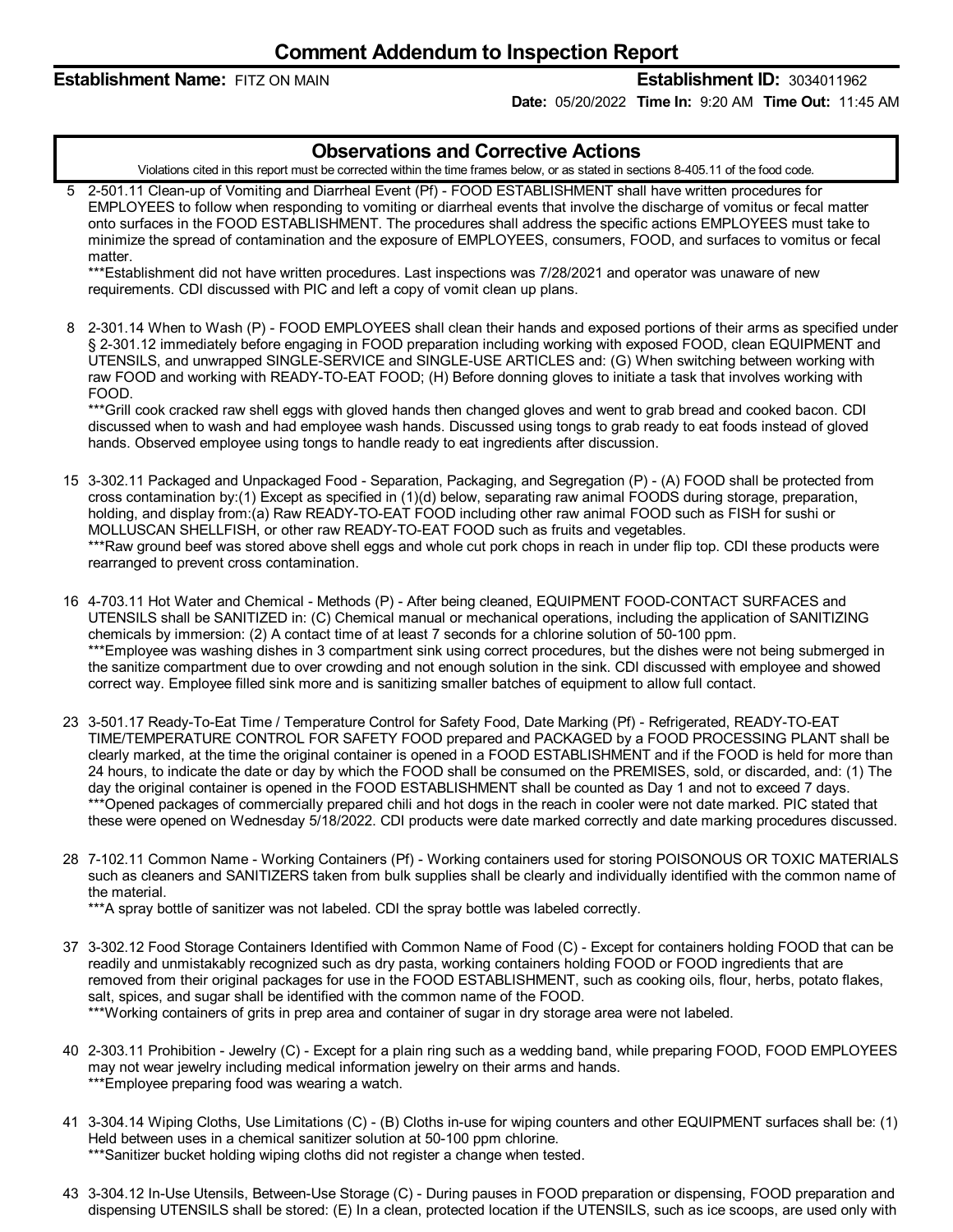# Comment Addendum to Inspection Report

**Establishment Name:** FITZ ON MAIN **Establishment ID:** 3034011962

**Date:** 05/20/2022 **Time In:** 9:20 AM **Time Out:** 11:45 AM

## Observations and Corrective Actions

Violations cited in this report must be corrected within the time frames below, or as stated in sections 8-405.11 of the food code.

5 2-501.11 Clean-up of Vomiting and Diarrheal Event (Pf) - FOOD ESTABLISHMENT shall have written procedures for EMPLOYEES to follow when responding to vomiting or diarrheal events that involve the discharge of vomitus or fecal matter onto surfaces in the FOOD ESTABLISHMENT. The procedures shall address the specific actions EMPLOYEES must take to minimize the spread of contamination and the exposure of EMPLOYEES, consumers, FOOD, and surfaces to vomitus or fecal matter.
***Establishment did not have written procedures. Last inspections was 7/28/2021 and operator was unaware of new requirements. CDI discussed with PIC and left a copy of vomit clean up plans.

8 2-301.14 When to Wash (P) - FOOD EMPLOYEES shall clean their hands and exposed portions of their arms as specified under § 2-301.12 immediately before engaging in FOOD preparation including working with exposed FOOD, clean EQUIPMENT and UTENSILS, and unwrapped SINGLE-SERVICE and SINGLE-USE ARTICLES and: (G) When switching between working with raw FOOD and working with READY-TO-EAT FOOD; (H) Before donning gloves to initiate a task that involves working with FOOD.
***Grill cook cracked raw shell eggs with gloved hands then changed gloves and went to grab bread and cooked bacon. CDI discussed when to wash and had employee wash hands. Discussed using tongs to grab ready to eat foods instead of gloved hands. Observed employee using tongs to handle ready to eat ingredients after discussion.

15 3-302.11 Packaged and Unpackaged Food - Separation, Packaging, and Segregation (P) - (A) FOOD shall be protected from cross contamination by:(1) Except as specified in (1)(d) below, separating raw animal FOODS during storage, preparation, holding, and display from:(a) Raw READY-TO-EAT FOOD including other raw animal FOOD such as FISH for sushi or MOLLUSCAN SHELLFISH, or other raw READY-TO-EAT FOOD such as fruits and vegetables.
***Raw ground beef was stored above shell eggs and whole cut pork chops in reach in under flip top. CDI these products were rearranged to prevent cross contamination.

16 4-703.11 Hot Water and Chemical - Methods (P) - After being cleaned, EQUIPMENT FOOD-CONTACT SURFACES and UTENSILS shall be SANITIZED in: (C) Chemical manual or mechanical operations, including the application of SANITIZING chemicals by immersion: (2) A contact time of at least 7 seconds for a chlorine solution of 50-100 ppm.
***Employee was washing dishes in 3 compartment sink using correct procedures, but the dishes were not being submerged in the sanitize compartment due to over crowding and not enough solution in the sink. CDI discussed with employee and showed correct way. Employee filled sink more and is sanitizing smaller batches of equipment to allow full contact.

23 3-501.17 Ready-To-Eat Time / Temperature Control for Safety Food, Date Marking (Pf) - Refrigerated, READY-TO-EAT TIME/TEMPERATURE CONTROL FOR SAFETY FOOD prepared and PACKAGED by a FOOD PROCESSING PLANT shall be clearly marked, at the time the original container is opened in a FOOD ESTABLISHMENT and if the FOOD is held for more than 24 hours, to indicate the date or day by which the FOOD shall be consumed on the PREMISES, sold, or discarded, and: (1) The day the original container is opened in the FOOD ESTABLISHMENT shall be counted as Day 1 and not to exceed 7 days.
***Opened packages of commercially prepared chili and hot dogs in the reach in cooler were not date marked. PIC stated that these were opened on Wednesday 5/18/2022. CDI products were date marked correctly and date marking procedures discussed.

28 7-102.11 Common Name - Working Containers (Pf) - Working containers used for storing POISONOUS OR TOXIC MATERIALS such as cleaners and SANITIZERS taken from bulk supplies shall be clearly and individually identified with the common name of the material.
***A spray bottle of sanitizer was not labeled. CDI the spray bottle was labeled correctly.

37 3-302.12 Food Storage Containers Identified with Common Name of Food (C) - Except for containers holding FOOD that can be readily and unmistakably recognized such as dry pasta, working containers holding FOOD or FOOD ingredients that are removed from their original packages for use in the FOOD ESTABLISHMENT, such as cooking oils, flour, herbs, potato flakes, salt, spices, and sugar shall be identified with the common name of the FOOD.
***Working containers of grits in prep area and container of sugar in dry storage area were not labeled.

40 2-303.11 Prohibition - Jewelry (C) - Except for a plain ring such as a wedding band, while preparing FOOD, FOOD EMPLOYEES may not wear jewelry including medical information jewelry on their arms and hands.
***Employee preparing food was wearing a watch.

41 3-304.14 Wiping Cloths, Use Limitations (C) - (B) Cloths in-use for wiping counters and other EQUIPMENT surfaces shall be: (1) Held between uses in a chemical sanitizer solution at 50-100 ppm chlorine.
***Sanitizer bucket holding wiping cloths did not register a change when tested.

43 3-304.12 In-Use Utensils, Between-Use Storage (C) - During pauses in FOOD preparation or dispensing, FOOD preparation and dispensing UTENSILS shall be stored: (E) In a clean, protected location if the UTENSILS, such as ice scoops, are used only with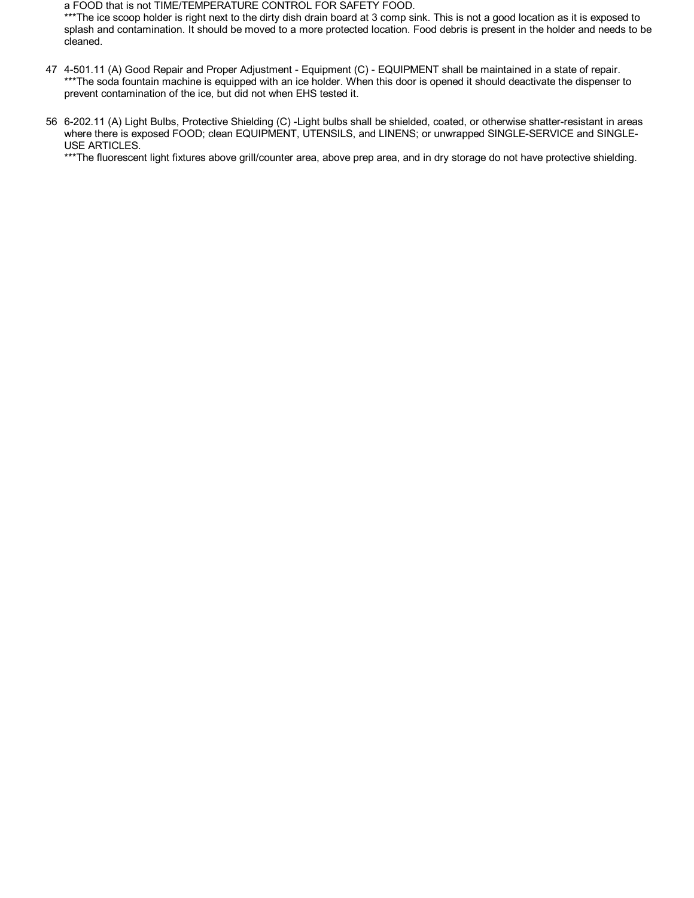a FOOD that is not TIME/TEMPERATURE CONTROL FOR SAFETY FOOD.
***The ice scoop holder is right next to the dirty dish drain board at 3 comp sink. This is not a good location as it is exposed to splash and contamination. It should be moved to a more protected location. Food debris is present in the holder and needs to be cleaned.

47 4-501.11 (A) Good Repair and Proper Adjustment - Equipment (C) - EQUIPMENT shall be maintained in a state of repair.
***The soda fountain machine is equipped with an ice holder. When this door is opened it should deactivate the dispenser to prevent contamination of the ice, but did not when EHS tested it.

56 6-202.11 (A) Light Bulbs, Protective Shielding (C) -Light bulbs shall be shielded, coated, or otherwise shatter-resistant in areas where there is exposed FOOD; clean EQUIPMENT, UTENSILS, and LINENS; or unwrapped SINGLE-SERVICE and SINGLE-USE ARTICLES.
***The fluorescent light fixtures above grill/counter area, above prep area, and in dry storage do not have protective shielding.